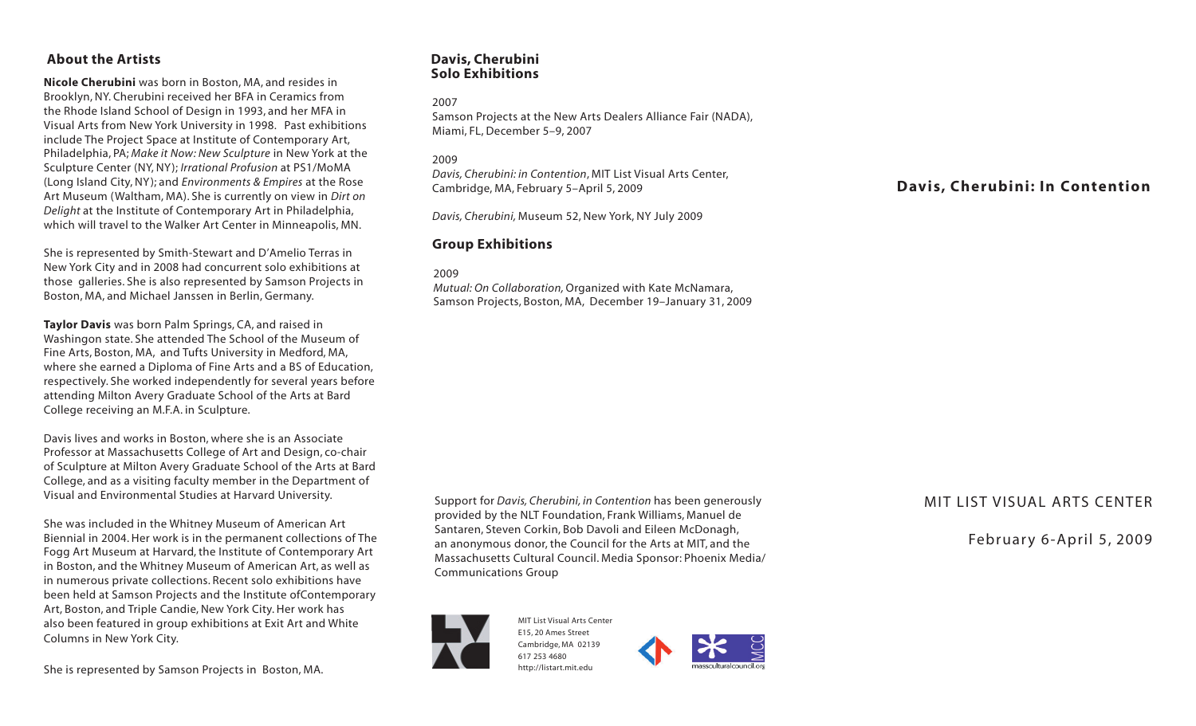## About the Artists

**Nicole Cherubini** was born in Boston, MA, and resides in Brooklyn, NY. Cherubini received her BFA in Ceramics from the Rhode Island School of Design in 1993, and her MFA in Visual Arts from New York University in 1998. Past exhibitions include The Project Space at Institute of Contemporary Art, Philadelphia, PA; *Make it Now: New Sculpture* in New York at the Sculpture Center (NY, NY); *Irrational Profusion* at PS1/MoMA (Long Island City, NY); and *Environments & Empires* at the Rose Art Museum (Waltham, MA). She is currently on view in *Dirt on Delight* at the Institute of Contemporary Art in Philadelphia, which will travel to the Walker Art Center in Minneapolis, MN.

She is represented by Smith-Stewart and D'Amelio Terras in New York City and in 2008 had concurrent solo exhibitions at those galleries. She is also represented by Samson Projects in Boston, MA, and Michael Janssen in Berlin, Germany.

**Taylor Davis** was born Palm Springs, CA, and raised in Washingon state. She attended The School of the Museum of Fine Arts, Boston, MA, and Tufts University in Medford, MA, where she earned a Diploma of Fine Arts and a BS of Education, respectively. She worked independently for several years before attending Milton Avery Graduate School of the Arts at Bard College receiving an M.F.A. in Sculpture.

Davis lives and works in Boston, where she is an Associate Professor at Massachusetts College of Art and Design, co-chair of Sculpture at Milton Avery Graduate School of the Arts at Bard College, and as a visiting faculty member in the Department of Visual and Environmental Studies at Harvard University.

She was included in the Whitney Museum of American Art Biennial in 2004. Her work is in the permanent collections of The Fogg Art Museum at Harvard, the Institute of Contemporary Art in Boston, and the Whitney Museum of American Art, as well as in numerous private collections. Recent solo exhibitions have been held at Samson Projects and the Institute ofContemporary Art, Boston, and Triple Candie, New York City. Her work has also been featured in group exhibitions at Exit Art and White Columns in New York City.

She is represented by Samson Projects in Boston, MA.

## Davis, Cherubini Solo Exhibitions

2007
Samson Projects at the New Arts Dealers Alliance Fair (NADA), Miami, FL, December 5–9, 2007

2009
*Davis, Cherubini: in Contention*, MIT List Visual Arts Center, Cambridge, MA, February 5–April 5, 2009

*Davis, Cherubini,* Museum 52, New York, NY July 2009

## Group Exhibitions

2009
*Mutual: On Collaboration,* Organized with Kate McNamara, Samson Projects, Boston, MA, December 19–January 31, 2009

Support for *Davis, Cherubini, in Contention* has been generously provided by the NLT Foundation, Frank Williams, Manuel de Santaren, Steven Corkin, Bob Davoli and Eileen McDonagh, an anonymous donor, the Council for the Arts at MIT, and the Massachusetts Cultural Council. Media Sponsor: Phoenix Media/ Communications Group

MIT List Visual Arts Center
E15, 20 Ames Street
Cambridge, MA 02139
617 253 4680
http://listart.mit.edu

massculturalcouncil.org

# Davis, Cherubini: In Contention

MIT LIST VISUAL ARTS CENTER

February 6-April 5, 2009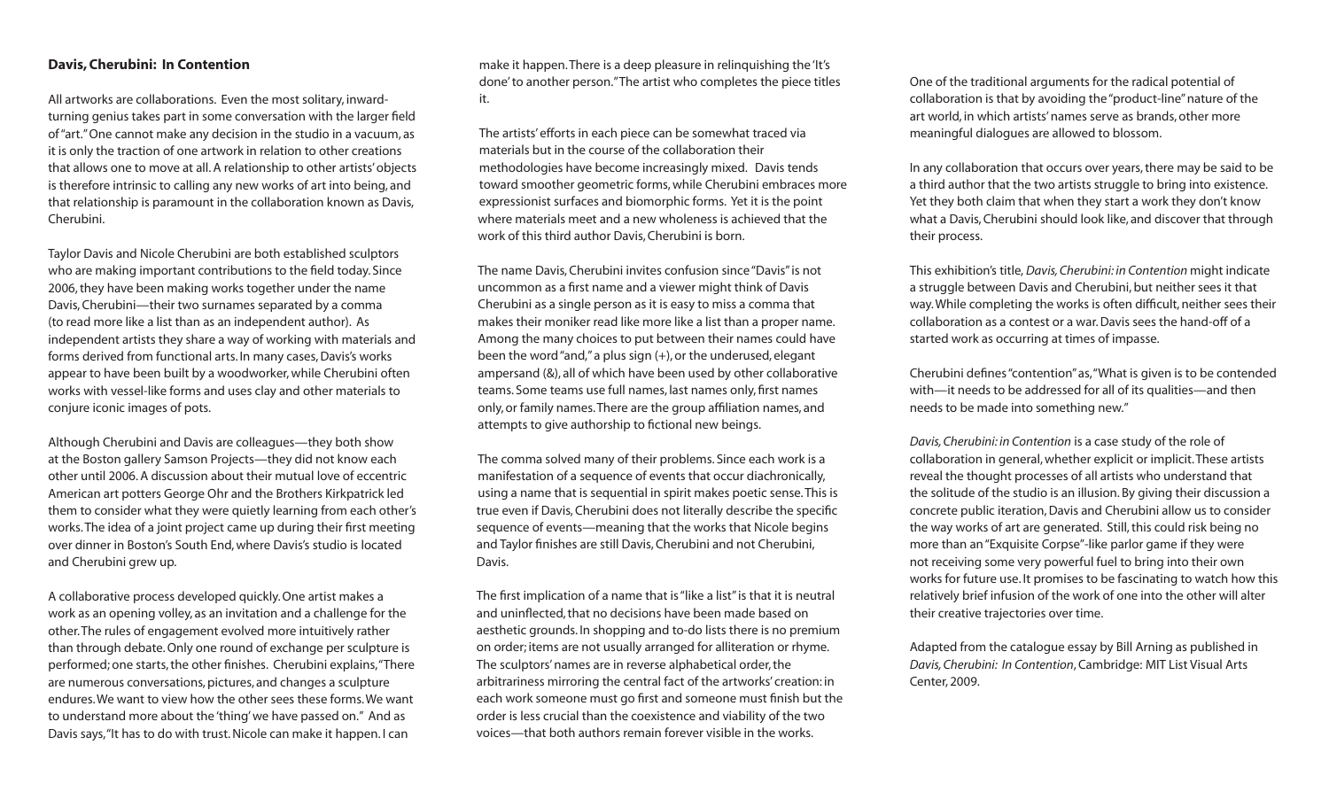**Davis, Cherubini: In Contention**

All artworks are collaborations. Even the most solitary, inward-turning genius takes part in some conversation with the larger field of "art." One cannot make any decision in the studio in a vacuum, as it is only the traction of one artwork in relation to other creations that allows one to move at all. A relationship to other artists' objects is therefore intrinsic to calling any new works of art into being, and that relationship is paramount in the collaboration known as Davis, Cherubini.

Taylor Davis and Nicole Cherubini are both established sculptors who are making important contributions to the field today. Since 2006, they have been making works together under the name Davis, Cherubini—their two surnames separated by a comma (to read more like a list than as an independent author). As independent artists they share a way of working with materials and forms derived from functional arts. In many cases, Davis's works appear to have been built by a woodworker, while Cherubini often works with vessel-like forms and uses clay and other materials to conjure iconic images of pots.

Although Cherubini and Davis are colleagues—they both show at the Boston gallery Samson Projects—they did not know each other until 2006. A discussion about their mutual love of eccentric American art potters George Ohr and the Brothers Kirkpatrick led them to consider what they were quietly learning from each other's works. The idea of a joint project came up during their first meeting over dinner in Boston's South End, where Davis's studio is located and Cherubini grew up.

A collaborative process developed quickly. One artist makes a work as an opening volley, as an invitation and a challenge for the other. The rules of engagement evolved more intuitively rather than through debate. Only one round of exchange per sculpture is performed; one starts, the other finishes. Cherubini explains, "There are numerous conversations, pictures, and changes a sculpture endures. We want to view how the other sees these forms. We want to understand more about the 'thing' we have passed on." And as Davis says, "It has to do with trust. Nicole can make it happen. I can make it happen. There is a deep pleasure in relinquishing the 'It's done' to another person." The artist who completes the piece titles it.

The artists' efforts in each piece can be somewhat traced via materials but in the course of the collaboration their methodologies have become increasingly mixed. Davis tends toward smoother geometric forms, while Cherubini embraces more expressionist surfaces and biomorphic forms. Yet it is the point where materials meet and a new wholeness is achieved that the work of this third author Davis, Cherubini is born.

The name Davis, Cherubini invites confusion since "Davis" is not uncommon as a first name and a viewer might think of Davis Cherubini as a single person as it is easy to miss a comma that makes their moniker read like more like a list than a proper name. Among the many choices to put between their names could have been the word "and," a plus sign (+), or the underused, elegant ampersand (&), all of which have been used by other collaborative teams. Some teams use full names, last names only, first names only, or family names. There are the group affiliation names, and attempts to give authorship to fictional new beings.

The comma solved many of their problems. Since each work is a manifestation of a sequence of events that occur diachronically, using a name that is sequential in spirit makes poetic sense. This is true even if Davis, Cherubini does not literally describe the specific sequence of events—meaning that the works that Nicole begins and Taylor finishes are still Davis, Cherubini and not Cherubini, Davis.

The first implication of a name that is "like a list" is that it is neutral and uninflected, that no decisions have been made based on aesthetic grounds. In shopping and to-do lists there is no premium on order; items are not usually arranged for alliteration or rhyme. The sculptors' names are in reverse alphabetical order, the arbitrariness mirroring the central fact of the artworks' creation: in each work someone must go first and someone must finish but the order is less crucial than the coexistence and viability of the two voices—that both authors remain forever visible in the works.

One of the traditional arguments for the radical potential of collaboration is that by avoiding the "product-line" nature of the art world, in which artists' names serve as brands, other more meaningful dialogues are allowed to blossom.

In any collaboration that occurs over years, there may be said to be a third author that the two artists struggle to bring into existence. Yet they both claim that when they start a work they don't know what a Davis, Cherubini should look like, and discover that through their process.

This exhibition's title, *Davis, Cherubini: in Contention* might indicate a struggle between Davis and Cherubini, but neither sees it that way. While completing the works is often difficult, neither sees their collaboration as a contest or a war. Davis sees the hand-off of a started work as occurring at times of impasse.

Cherubini defines "contention" as, "What is given is to be contended with—it needs to be addressed for all of its qualities—and then needs to be made into something new."

*Davis, Cherubini: in Contention* is a case study of the role of collaboration in general, whether explicit or implicit. These artists reveal the thought processes of all artists who understand that the solitude of the studio is an illusion. By giving their discussion a concrete public iteration, Davis and Cherubini allow us to consider the way works of art are generated. Still, this could risk being no more than an "Exquisite Corpse"-like parlor game if they were not receiving some very powerful fuel to bring into their own works for future use. It promises to be fascinating to watch how this relatively brief infusion of the work of one into the other will alter their creative trajectories over time.

Adapted from the catalogue essay by Bill Arning as published in *Davis, Cherubini: In Contention*, Cambridge: MIT List Visual Arts Center, 2009.